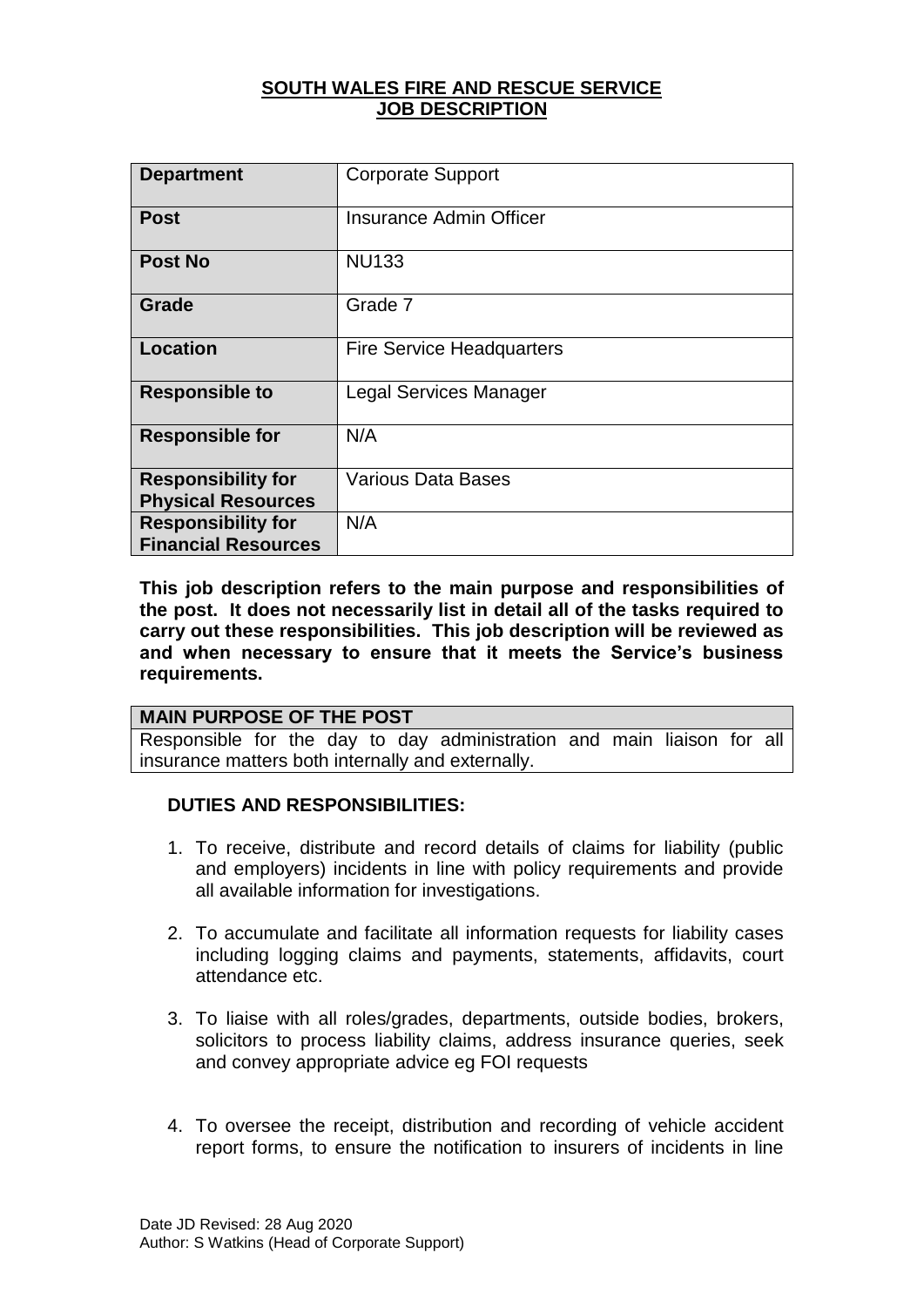# SOUTH WALES FIRE AND RESCUE SERVICE
## JOB DESCRIPTION

| | |
|---|---|
| **Department** | Corporate Support |
| **Post** | Insurance Admin Officer |
| **Post No** | NU133 |
| **Grade** | Grade 7 |
| **Location** | Fire Service Headquarters |
| **Responsible to** | Legal Services Manager |
| **Responsible for** | N/A |
| **Responsibility for Physical Resources** | Various Data Bases |
| **Responsibility for Financial Resources** | N/A |

**This job description refers to the main purpose and responsibilities of the post. It does not necessarily list in detail all of the tasks required to carry out these responsibilities. This job description will be reviewed as and when necessary to ensure that it meets the Service's business requirements.**

| **MAIN PURPOSE OF THE POST** |
|---|
| Responsible for the day to day administration and main liaison for all insurance matters both internally and externally. |

**DUTIES AND RESPONSIBILITIES:**

1. To receive, distribute and record details of claims for liability (public and employers) incidents in line with policy requirements and provide all available information for investigations.

2. To accumulate and facilitate all information requests for liability cases including logging claims and payments, statements, affidavits, court attendance etc.

3. To liaise with all roles/grades, departments, outside bodies, brokers, solicitors to process liability claims, address insurance queries, seek and convey appropriate advice eg FOI requests

4. To oversee the receipt, distribution and recording of vehicle accident report forms, to ensure the notification to insurers of incidents in line

Date JD Revised: 28 Aug 2020
Author: S Watkins (Head of Corporate Support)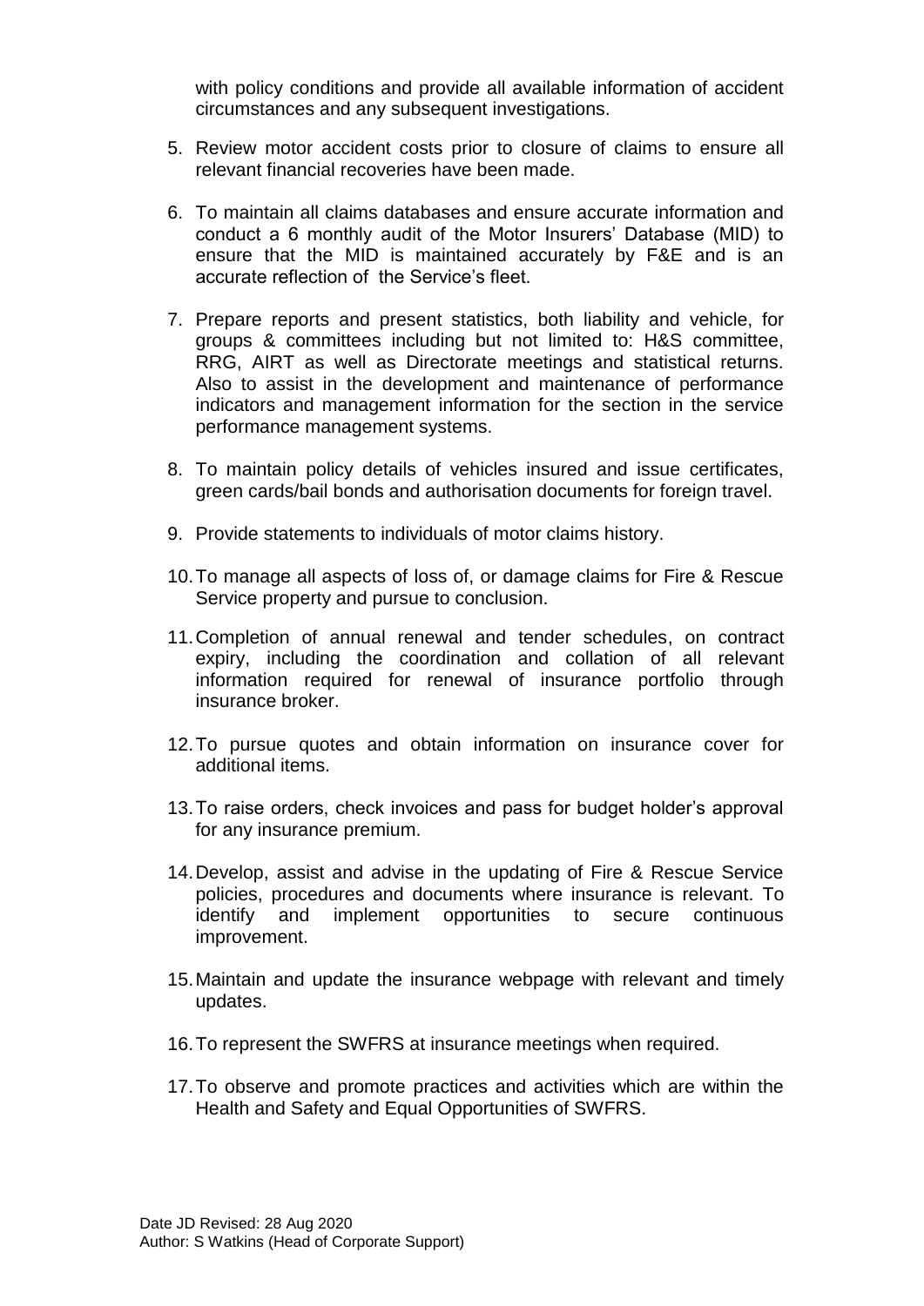with policy conditions and provide all available information of accident circumstances and any subsequent investigations.

5. Review motor accident costs prior to closure of claims to ensure all relevant financial recoveries have been made.

6. To maintain all claims databases and ensure accurate information and conduct a 6 monthly audit of the Motor Insurers' Database (MID) to ensure that the MID is maintained accurately by F&E and is an accurate reflection of the Service's fleet.

7. Prepare reports and present statistics, both liability and vehicle, for groups & committees including but not limited to: H&S committee, RRG, AIRT as well as Directorate meetings and statistical returns. Also to assist in the development and maintenance of performance indicators and management information for the section in the service performance management systems.

8. To maintain policy details of vehicles insured and issue certificates, green cards/bail bonds and authorisation documents for foreign travel.

9. Provide statements to individuals of motor claims history.

10. To manage all aspects of loss of, or damage claims for Fire & Rescue Service property and pursue to conclusion.

11. Completion of annual renewal and tender schedules, on contract expiry, including the coordination and collation of all relevant information required for renewal of insurance portfolio through insurance broker.

12. To pursue quotes and obtain information on insurance cover for additional items.

13. To raise orders, check invoices and pass for budget holder's approval for any insurance premium.

14. Develop, assist and advise in the updating of Fire & Rescue Service policies, procedures and documents where insurance is relevant. To identify and implement opportunities to secure continuous improvement.

15. Maintain and update the insurance webpage with relevant and timely updates.

16. To represent the SWFRS at insurance meetings when required.

17. To observe and promote practices and activities which are within the Health and Safety and Equal Opportunities of SWFRS.

Date JD Revised: 28 Aug 2020
Author: S Watkins (Head of Corporate Support)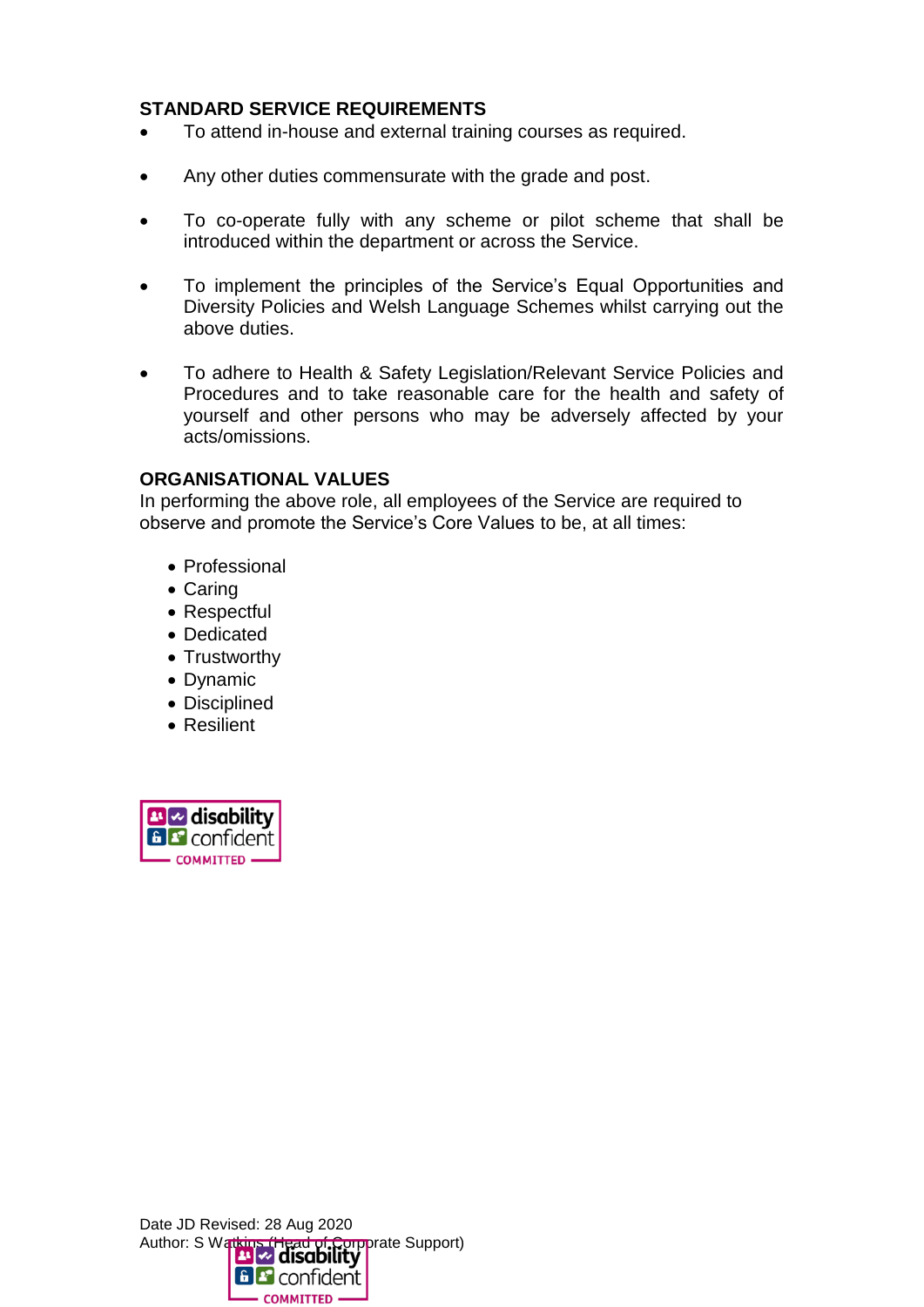## STANDARD SERVICE REQUIREMENTS

- To attend in-house and external training courses as required.
- Any other duties commensurate with the grade and post.
- To co-operate fully with any scheme or pilot scheme that shall be introduced within the department or across the Service.
- To implement the principles of the Service's Equal Opportunities and Diversity Policies and Welsh Language Schemes whilst carrying out the above duties.
- To adhere to Health & Safety Legislation/Relevant Service Policies and Procedures and to take reasonable care for the health and safety of yourself and other persons who may be adversely affected by your acts/omissions.

## ORGANISATIONAL VALUES

In performing the above role, all employees of the Service are required to observe and promote the Service's Core Values to be, at all times:

- Professional
- Caring
- Respectful
- Dedicated
- Trustworthy
- Dynamic
- Disciplined
- Resilient

disability confident COMMITTED

Date JD Revised: 28 Aug 2020
Author: S Watkins (Head of Corporate Support)